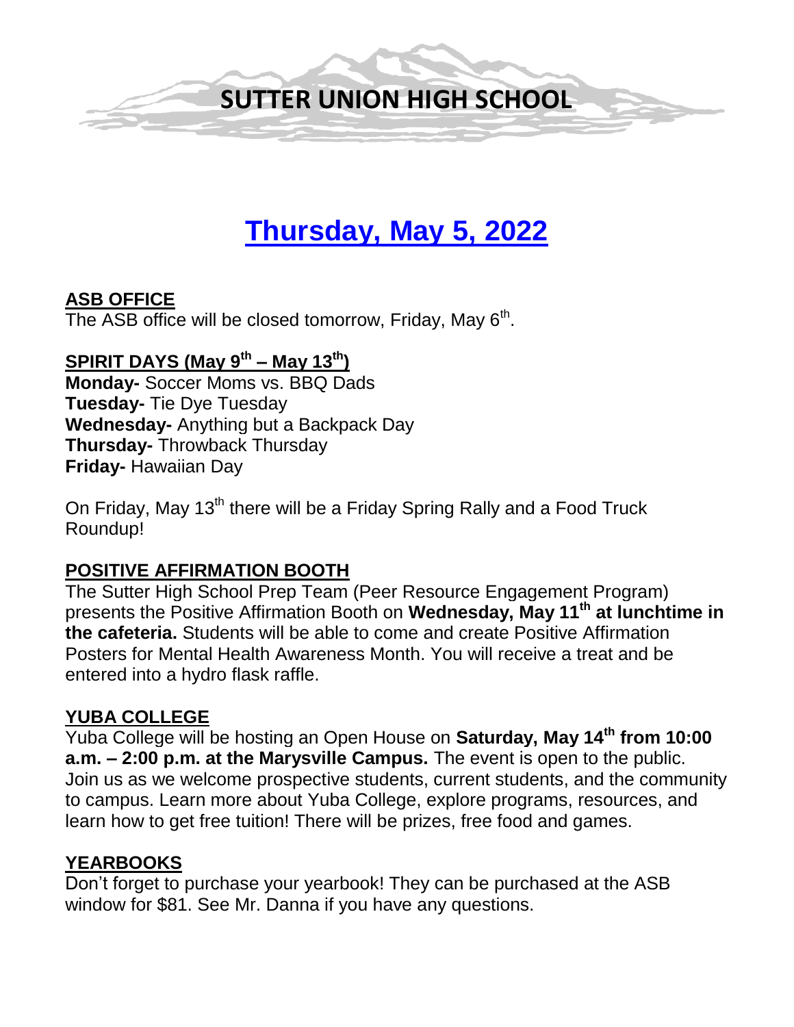# SUTTER UNION HIGH SCHOOL

## Thursday, May 5, 2022

### ASB OFFICE

The ASB office will be closed tomorrow, Friday, May 6th.

### SPIRIT DAYS (May 9th – May 13th)

**Monday-** Soccer Moms vs. BBQ Dads
**Tuesday-** Tie Dye Tuesday
**Wednesday-** Anything but a Backpack Day
**Thursday-** Throwback Thursday
**Friday-** Hawaiian Day

On Friday, May 13th there will be a Friday Spring Rally and a Food Truck Roundup!

### POSITIVE AFFIRMATION BOOTH

The Sutter High School Prep Team (Peer Resource Engagement Program) presents the Positive Affirmation Booth on **Wednesday, May 11th at lunchtime in the cafeteria.** Students will be able to come and create Positive Affirmation Posters for Mental Health Awareness Month. You will receive a treat and be entered into a hydro flask raffle.

### YUBA COLLEGE

Yuba College will be hosting an Open House on **Saturday, May 14th from 10:00 a.m. – 2:00 p.m. at the Marysville Campus.** The event is open to the public. Join us as we welcome prospective students, current students, and the community to campus. Learn more about Yuba College, explore programs, resources, and learn how to get free tuition! There will be prizes, free food and games.

### YEARBOOKS

Don't forget to purchase your yearbook! They can be purchased at the ASB window for $81. See Mr. Danna if you have any questions.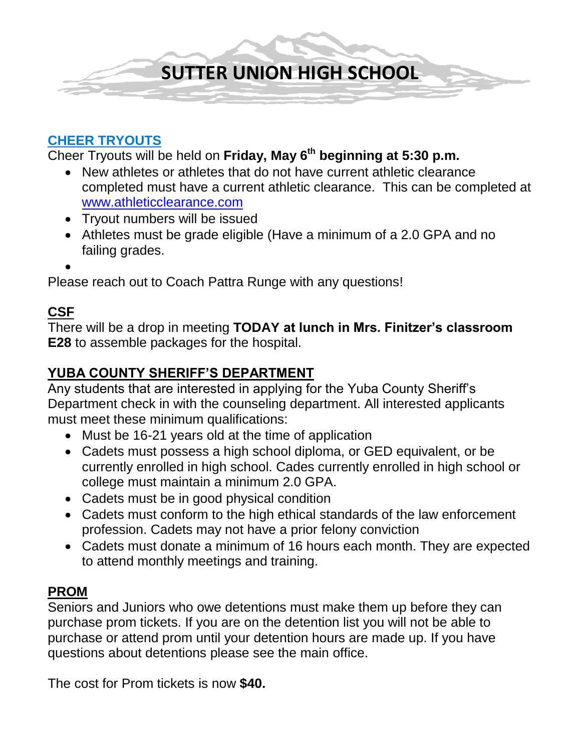# SUTTER UNION HIGH SCHOOL

## [CHEER TRYOUTS]

Cheer Tryouts will be held on **Friday, May 6th beginning at 5:30 p.m.**

- New athletes or athletes that do not have current athletic clearance completed must have a current athletic clearance. This can be completed at www.athleticclearance.com
- Tryout numbers will be issued
- Athletes must be grade eligible (Have a minimum of a 2.0 GPA and no failing grades.
- 

Please reach out to Coach Pattra Runge with any questions!

## CSF

There will be a drop in meeting **TODAY at lunch in Mrs. Finitzer's classroom E28** to assemble packages for the hospital.

## YUBA COUNTY SHERIFF'S DEPARTMENT

Any students that are interested in applying for the Yuba County Sheriff's Department check in with the counseling department. All interested applicants must meet these minimum qualifications:

- Must be 16-21 years old at the time of application
- Cadets must possess a high school diploma, or GED equivalent, or be currently enrolled in high school. Cades currently enrolled in high school or college must maintain a minimum 2.0 GPA.
- Cadets must be in good physical condition
- Cadets must conform to the high ethical standards of the law enforcement profession. Cadets may not have a prior felony conviction
- Cadets must donate a minimum of 16 hours each month. They are expected to attend monthly meetings and training.

## PROM

Seniors and Juniors who owe detentions must make them up before they can purchase prom tickets. If you are on the detention list you will not be able to purchase or attend prom until your detention hours are made up. If you have questions about detentions please see the main office.

The cost for Prom tickets is now **$40.**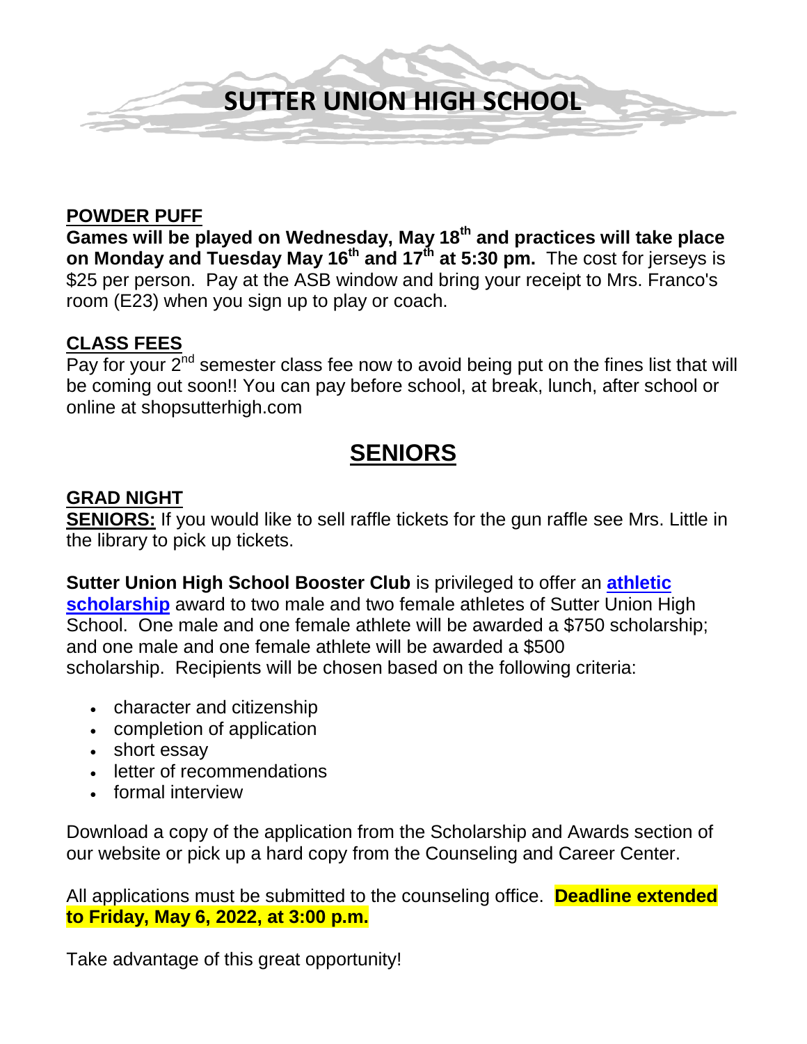SUTTER UNION HIGH SCHOOL

## POWDER PUFF

**Games will be played on Wednesday, May 18th and practices will take place on Monday and Tuesday May 16th and 17th at 5:30 pm.** The cost for jerseys is $25 per person. Pay at the ASB window and bring your receipt to Mrs. Franco's room (E23) when you sign up to play or coach.

## CLASS FEES

Pay for your 2nd semester class fee now to avoid being put on the fines list that will be coming out soon!! You can pay before school, at break, lunch, after school or online at shopsutterhigh.com

# SENIORS

## GRAD NIGHT

**SENIORS:** If you would like to sell raffle tickets for the gun raffle see Mrs. Little in the library to pick up tickets.

**Sutter Union High School Booster Club** is privileged to offer an **athletic scholarship** award to two male and two female athletes of Sutter Union High School. One male and one female athlete will be awarded a $750 scholarship; and one male and one female athlete will be awarded a $500 scholarship. Recipients will be chosen based on the following criteria:

- character and citizenship
- completion of application
- short essay
- letter of recommendations
- formal interview

Download a copy of the application from the Scholarship and Awards section of our website or pick up a hard copy from the Counseling and Career Center.

All applications must be submitted to the counseling office. **Deadline extended to Friday, May 6, 2022, at 3:00 p.m.**

Take advantage of this great opportunity!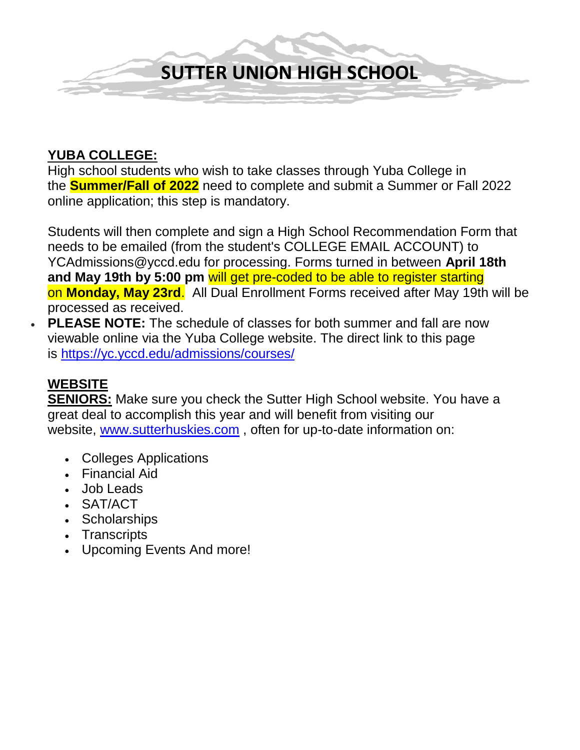# SUTTER UNION HIGH SCHOOL

**YUBA COLLEGE:**

High school students who wish to take classes through Yuba College in the **Summer/Fall of 2022** need to complete and submit a Summer or Fall 2022 online application; this step is mandatory.

Students will then complete and sign a High School Recommendation Form that needs to be emailed (from the student's COLLEGE EMAIL ACCOUNT) to YCAdmissions@yccd.edu for processing. Forms turned in between **April 18th and May 19th by 5:00 pm** will get pre-coded to be able to register starting on **Monday, May 23rd**. All Dual Enrollment Forms received after May 19th will be processed as received.

- **PLEASE NOTE:** The schedule of classes for both summer and fall are now viewable online via the Yuba College website. The direct link to this page is https://yc.yccd.edu/admissions/courses/

**WEBSITE**

**SENIORS:** Make sure you check the Sutter High School website. You have a great deal to accomplish this year and will benefit from visiting our website, www.sutterhuskies.com , often for up-to-date information on:

- Colleges Applications
- Financial Aid
- Job Leads
- SAT/ACT
- Scholarships
- Transcripts
- Upcoming Events And more!